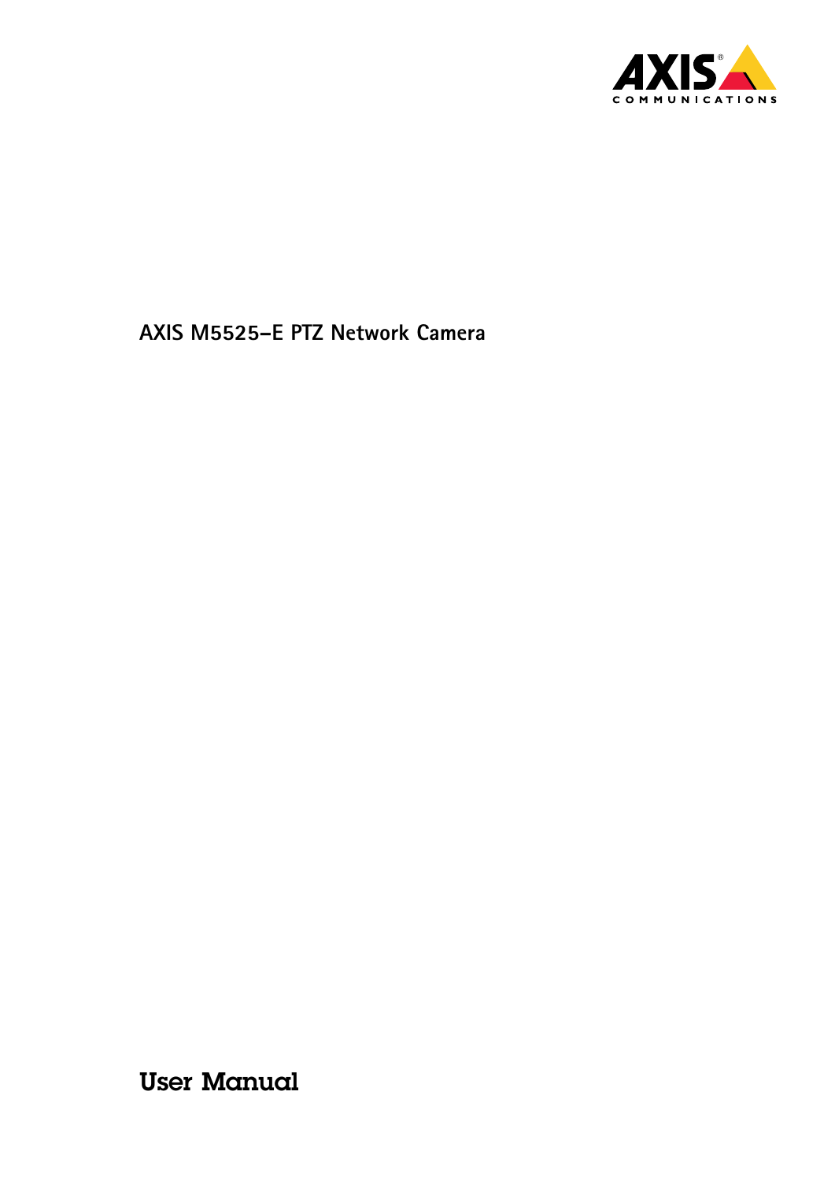# AXIS M5525–E PTZ Network Camera

## User Manual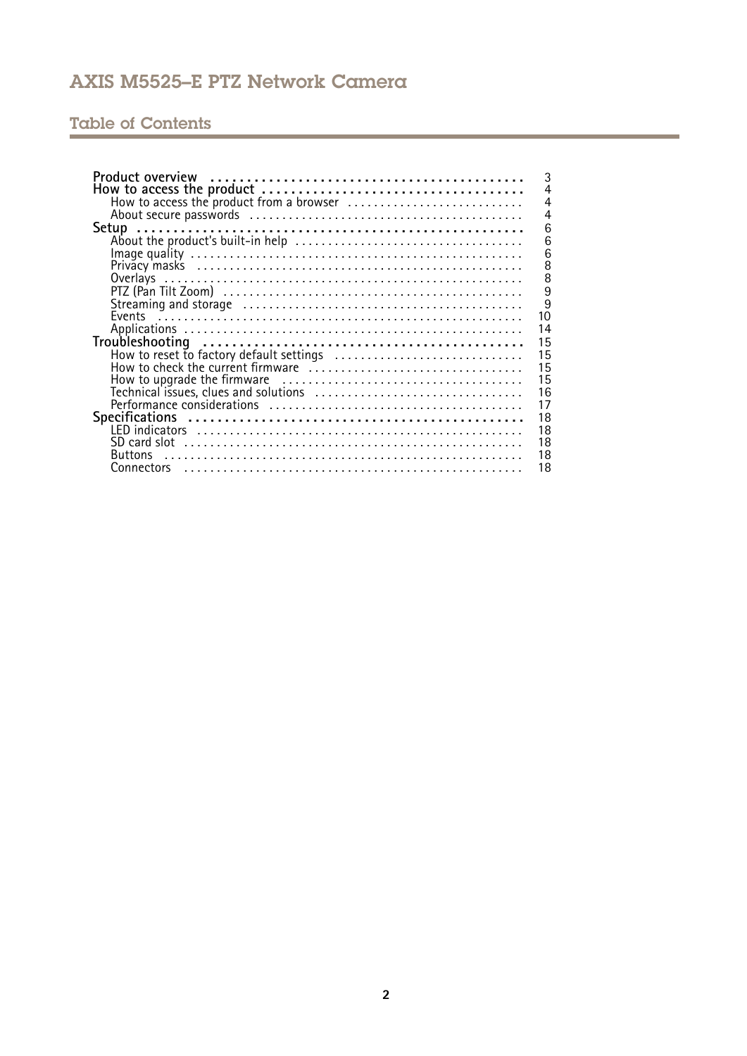## Table of Contents

- **Product overview** ... 3
- **How to access the product** ... 4
  - How to access the product from a browser ... 4
  - About secure passwords ... 4
- **Setup** ... 6
  - About the product's built-in help ... 6
  - Image quality ... 6
  - Privacy masks ... 8
  - Overlays ... 8
  - PTZ (Pan Tilt Zoom) ... 9
  - Streaming and storage ... 9
  - Events ... 10
  - Applications ... 14
- **Troubleshooting** ... 15
  - How to reset to factory default settings ... 15
  - How to check the current firmware ... 15
  - How to upgrade the firmware ... 15
  - Technical issues, clues and solutions ... 16
  - Performance considerations ... 17
- **Specifications** ... 18
  - LED indicators ... 18
  - SD card slot ... 18
  - Buttons ... 18
  - Connectors ... 18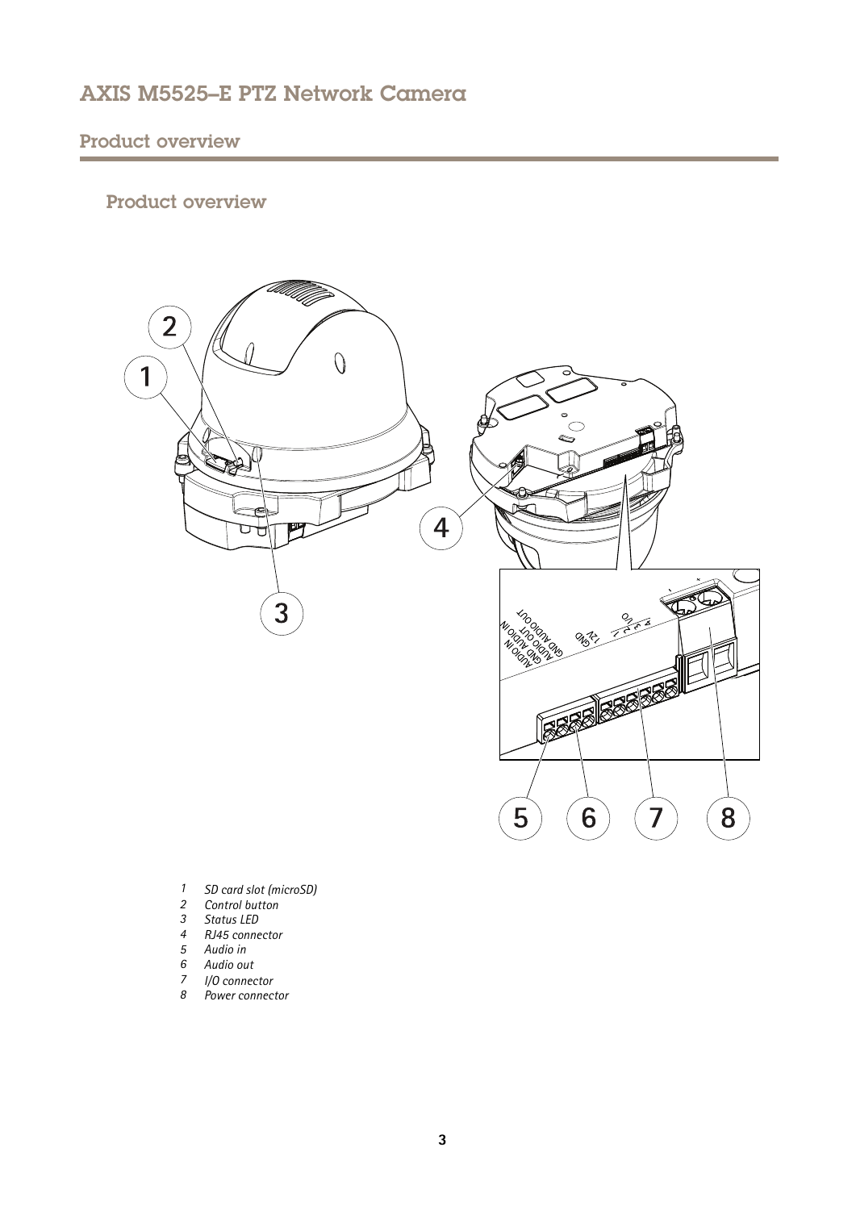## Product overview

1. SD card slot (microSD)
2. Control button
3. Status LED
4. RJ45 connector
5. Audio in
6. Audio out
7. I/O connector
8. Power connector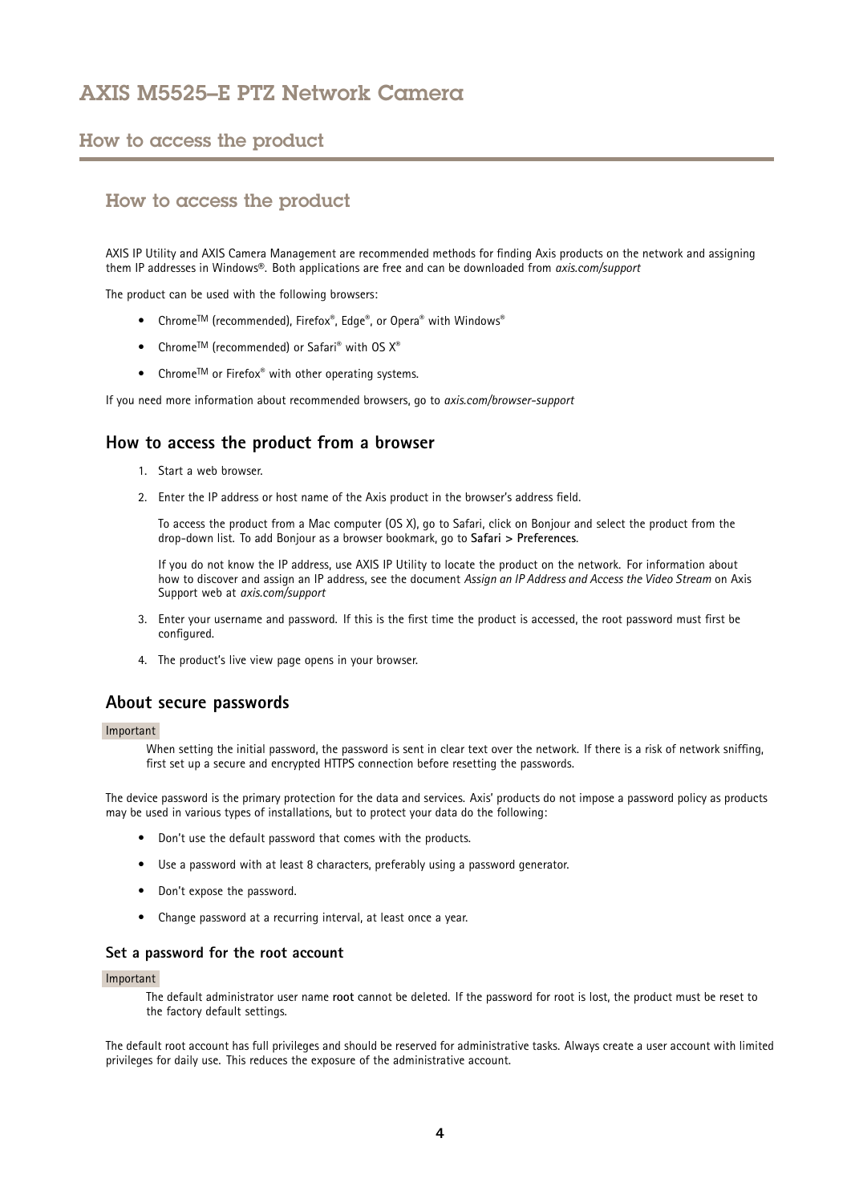# How to access the product

AXIS IP Utility and AXIS Camera Management are recommended methods for finding Axis products on the network and assigning them IP addresses in Windows®. Both applications are free and can be downloaded from *axis.com/support*

The product can be used with the following browsers:

- Chrome™ (recommended), Firefox®, Edge®, or Opera® with Windows®
- Chrome™ (recommended) or Safari® with OS X®
- Chrome™ or Firefox® with other operating systems.

If you need more information about recommended browsers, go to *axis.com/browser-support*

## How to access the product from a browser

1. Start a web browser.
2. Enter the IP address or host name of the Axis product in the browser's address field.

   To access the product from a Mac computer (OS X), go to Safari, click on Bonjour and select the product from the drop-down list. To add Bonjour as a browser bookmark, go to **Safari > Preferences**.

   If you do not know the IP address, use AXIS IP Utility to locate the product on the network. For information about how to discover and assign an IP address, see the document *Assign an IP Address and Access the Video Stream* on Axis Support web at *axis.com/support*

3. Enter your username and password. If this is the first time the product is accessed, the root password must first be configured.
4. The product's live view page opens in your browser.

## About secure passwords

Important

When setting the initial password, the password is sent in clear text over the network. If there is a risk of network sniffing, first set up a secure and encrypted HTTPS connection before resetting the passwords.

The device password is the primary protection for the data and services. Axis' products do not impose a password policy as products may be used in various types of installations, but to protect your data do the following:

- Don't use the default password that comes with the products.
- Use a password with at least 8 characters, preferably using a password generator.
- Don't expose the password.
- Change password at a recurring interval, at least once a year.

### Set a password for the root account

Important

The default administrator user name **root** cannot be deleted. If the password for root is lost, the product must be reset to the factory default settings.

The default root account has full privileges and should be reserved for administrative tasks. Always create a user account with limited privileges for daily use. This reduces the exposure of the administrative account.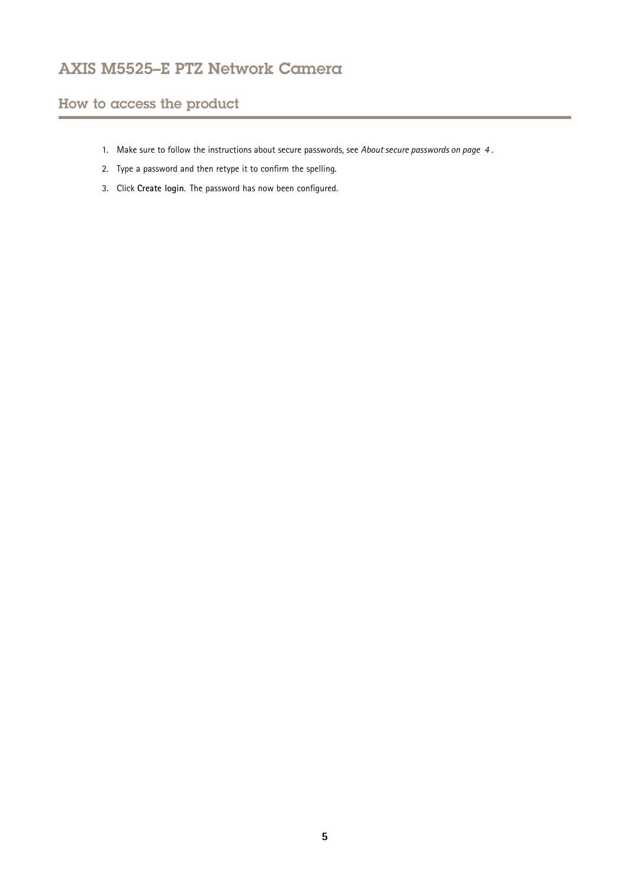## How to access the product

1. Make sure to follow the instructions about secure passwords, see *About secure passwords on page 4* .
2. Type a password and then retype it to confirm the spelling.
3. Click **Create login**. The password has now been configured.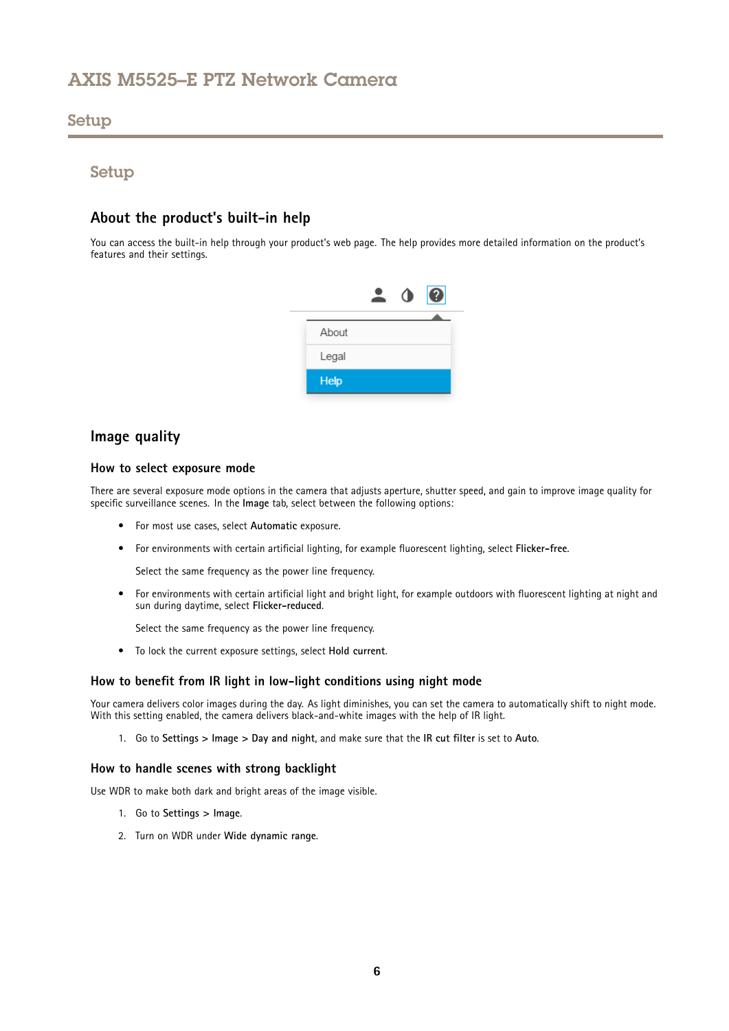## Setup

### About the product's built-in help

You can access the built-in help through your product's web page. The help provides more detailed information on the product's features and their settings.

### Image quality

#### How to select exposure mode

There are several exposure mode options in the camera that adjusts aperture, shutter speed, and gain to improve image quality for specific surveillance scenes. In the **Image** tab, select between the following options:

- For most use cases, select **Automatic** exposure.
- For environments with certain artificial lighting, for example fluorescent lighting, select **Flicker-free**.

  Select the same frequency as the power line frequency.

- For environments with certain artificial light and bright light, for example outdoors with fluorescent lighting at night and sun during daytime, select **Flicker-reduced**.

  Select the same frequency as the power line frequency.

- To lock the current exposure settings, select **Hold current**.

#### How to benefit from IR light in low-light conditions using night mode

Your camera delivers color images during the day. As light diminishes, you can set the camera to automatically shift to night mode. With this setting enabled, the camera delivers black-and-white images with the help of IR light.

1. Go to **Settings > Image > Day and night**, and make sure that the **IR cut filter** is set to **Auto**.

#### How to handle scenes with strong backlight

Use WDR to make both dark and bright areas of the image visible.

1. Go to **Settings > Image**.
2. Turn on WDR under **Wide dynamic range**.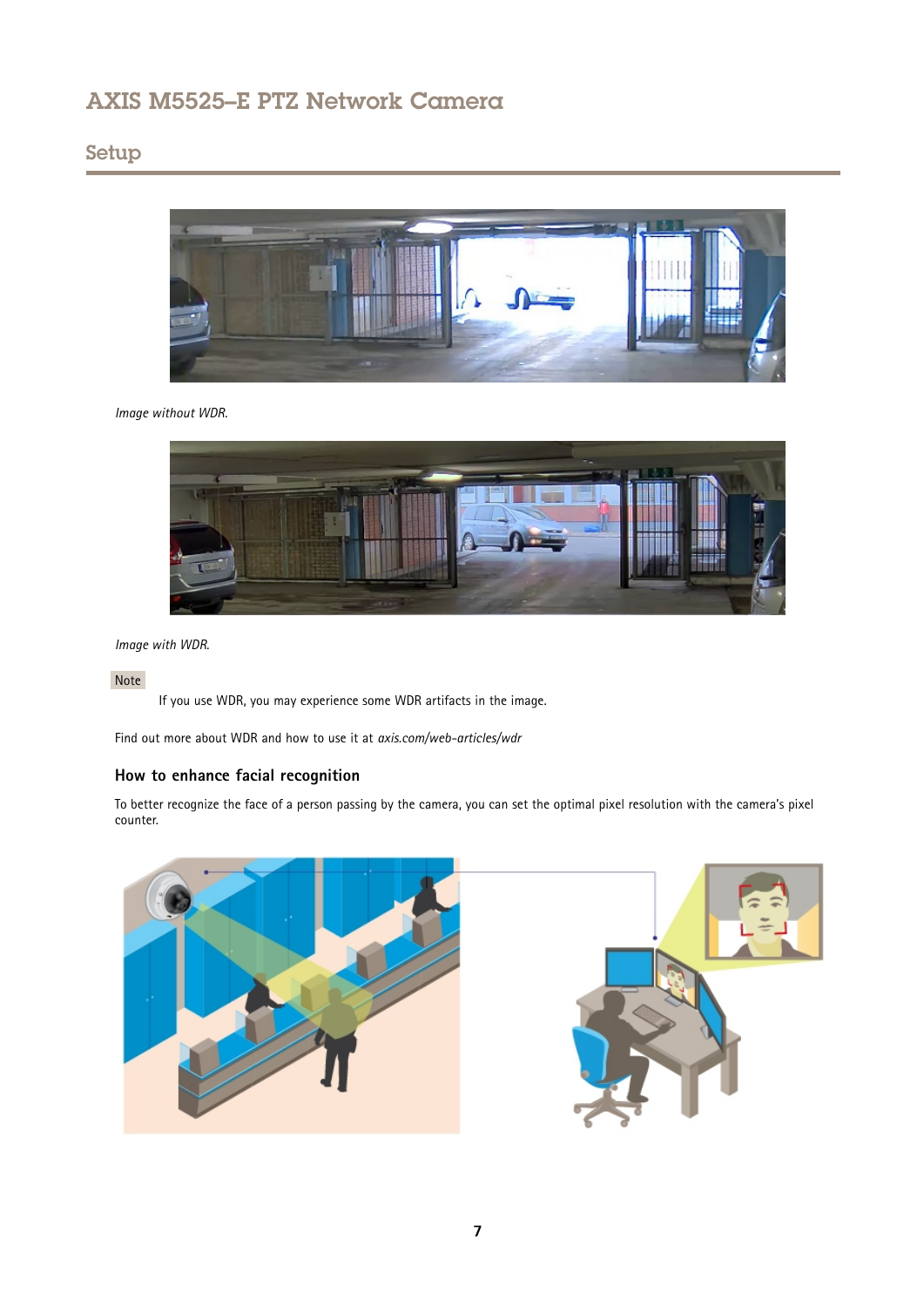*Image without WDR.*

*Image with WDR.*

Note

If you use WDR, you may experience some WDR artifacts in the image.

Find out more about WDR and how to use it at *axis.com/web-articles/wdr*

### How to enhance facial recognition

To better recognize the face of a person passing by the camera, you can set the optimal pixel resolution with the camera's pixel counter.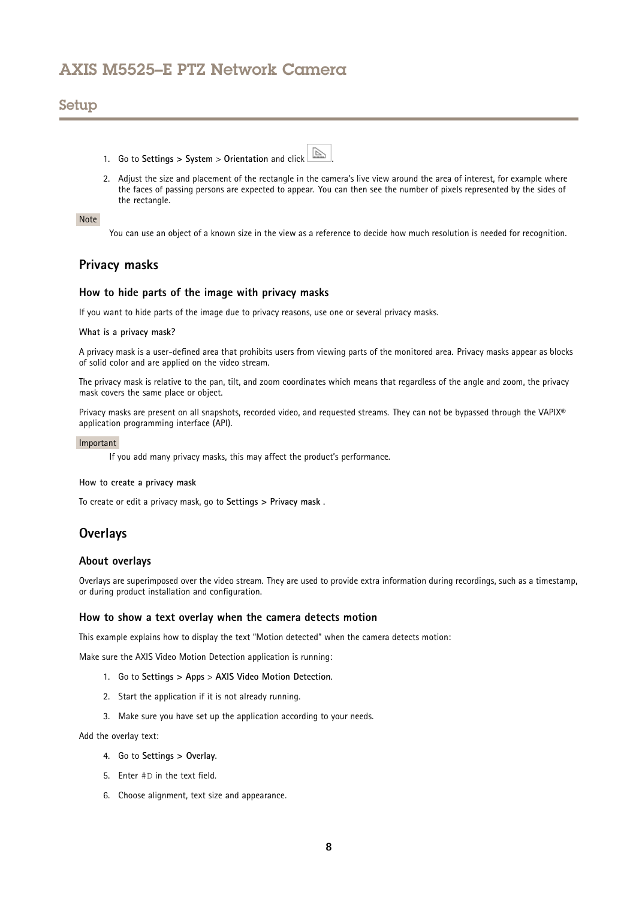1. Go to **Settings > System** > **Orientation** and click .

2. Adjust the size and placement of the rectangle in the camera's live view around the area of interest, for example where the faces of passing persons are expected to appear. You can then see the number of pixels represented by the sides of the rectangle.

Note

You can use an object of a known size in the view as a reference to decide how much resolution is needed for recognition.

## Privacy masks

### How to hide parts of the image with privacy masks

If you want to hide parts of the image due to privacy reasons, use one or several privacy masks.

#### What is a privacy mask?

A privacy mask is a user-defined area that prohibits users from viewing parts of the monitored area. Privacy masks appear as blocks of solid color and are applied on the video stream.

The privacy mask is relative to the pan, tilt, and zoom coordinates which means that regardless of the angle and zoom, the privacy mask covers the same place or object.

Privacy masks are present on all snapshots, recorded video, and requested streams. They can not be bypassed through the VAPIX® application programming interface (API).

Important

If you add many privacy masks, this may affect the product's performance.

#### How to create a privacy mask

To create or edit a privacy mask, go to **Settings > Privacy mask** .

## Overlays

### About overlays

Overlays are superimposed over the video stream. They are used to provide extra information during recordings, such as a timestamp, or during product installation and configuration.

### How to show a text overlay when the camera detects motion

This example explains how to display the text "Motion detected" when the camera detects motion:

Make sure the AXIS Video Motion Detection application is running:

1. Go to **Settings > Apps** > **AXIS Video Motion Detection**.

2. Start the application if it is not already running.

3. Make sure you have set up the application according to your needs.

Add the overlay text:

4. Go to **Settings > Overlay**.

5. Enter `#D` in the text field.

6. Choose alignment, text size and appearance.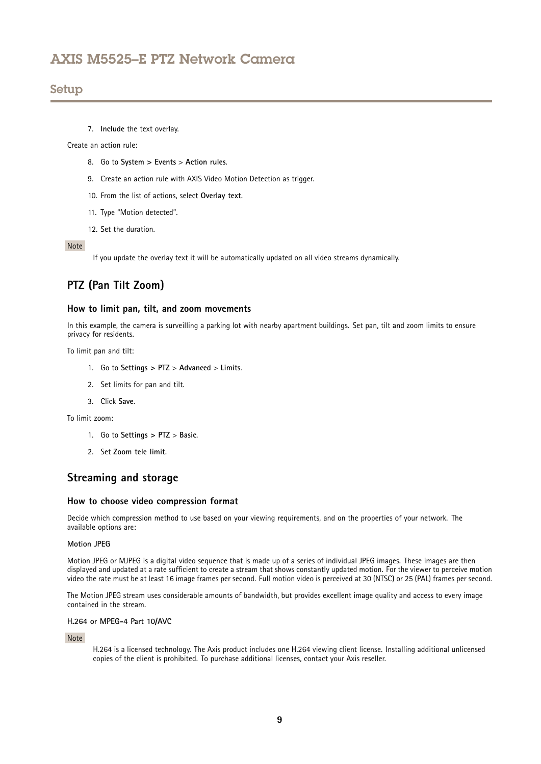7. **Include** the text overlay.

Create an action rule:

8. Go to **System > Events** > **Action rules**.
9. Create an action rule with AXIS Video Motion Detection as trigger.
10. From the list of actions, select **Overlay text**.
11. Type "Motion detected".
12. Set the duration.

Note

If you update the overlay text it will be automatically updated on all video streams dynamically.

## PTZ (Pan Tilt Zoom)

### How to limit pan, tilt, and zoom movements

In this example, the camera is surveilling a parking lot with nearby apartment buildings. Set pan, tilt and zoom limits to ensure privacy for residents.

To limit pan and tilt:

1. Go to **Settings > PTZ** > **Advanced** > **Limits**.
2. Set limits for pan and tilt.
3. Click **Save**.

To limit zoom:

1. Go to **Settings > PTZ** > **Basic**.
2. Set **Zoom tele limit**.

## Streaming and storage

### How to choose video compression format

Decide which compression method to use based on your viewing requirements, and on the properties of your network. The available options are:

#### Motion JPEG

Motion JPEG or MJPEG is a digital video sequence that is made up of a series of individual JPEG images. These images are then displayed and updated at a rate sufficient to create a stream that shows constantly updated motion. For the viewer to perceive motion video the rate must be at least 16 image frames per second. Full motion video is perceived at 30 (NTSC) or 25 (PAL) frames per second.

The Motion JPEG stream uses considerable amounts of bandwidth, but provides excellent image quality and access to every image contained in the stream.

#### H.264 or MPEG-4 Part 10/AVC

Note

H.264 is a licensed technology. The Axis product includes one H.264 viewing client license. Installing additional unlicensed copies of the client is prohibited. To purchase additional licenses, contact your Axis reseller.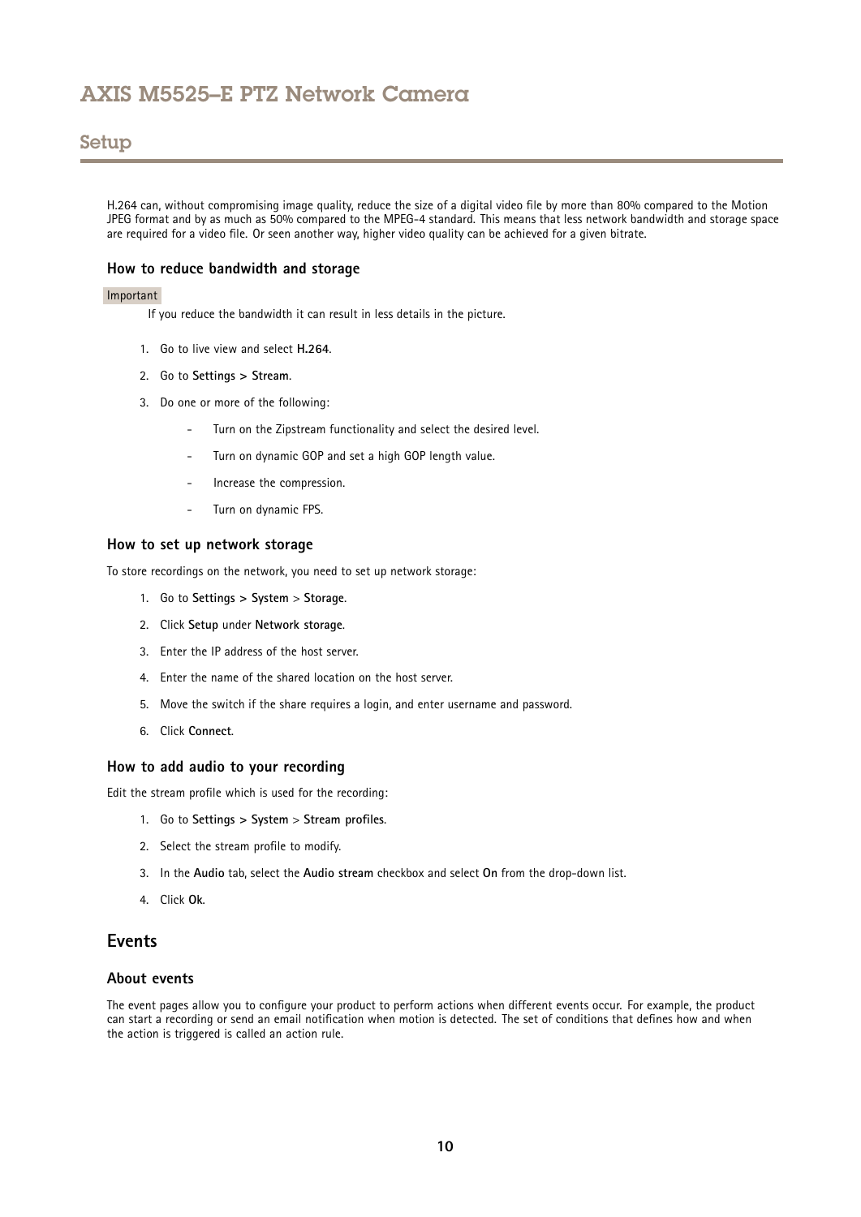H.264 can, without compromising image quality, reduce the size of a digital video file by more than 80% compared to the Motion JPEG format and by as much as 50% compared to the MPEG-4 standard. This means that less network bandwidth and storage space are required for a video file. Or seen another way, higher video quality can be achieved for a given bitrate.

### How to reduce bandwidth and storage

Important

If you reduce the bandwidth it can result in less details in the picture.

1. Go to live view and select **H.264**.
2. Go to **Settings > Stream**.
3. Do one or more of the following:
   - Turn on the Zipstream functionality and select the desired level.
   - Turn on dynamic GOP and set a high GOP length value.
   - Increase the compression.
   - Turn on dynamic FPS.

### How to set up network storage

To store recordings on the network, you need to set up network storage:

1. Go to **Settings > System** > **Storage**.
2. Click **Setup** under **Network storage**.
3. Enter the IP address of the host server.
4. Enter the name of the shared location on the host server.
5. Move the switch if the share requires a login, and enter username and password.
6. Click **Connect**.

### How to add audio to your recording

Edit the stream profile which is used for the recording:

1. Go to **Settings > System** > **Stream profiles**.
2. Select the stream profile to modify.
3. In the **Audio** tab, select the **Audio stream** checkbox and select **On** from the drop-down list.
4. Click **Ok**.

## Events

### About events

The event pages allow you to configure your product to perform actions when different events occur. For example, the product can start a recording or send an email notification when motion is detected. The set of conditions that defines how and when the action is triggered is called an action rule.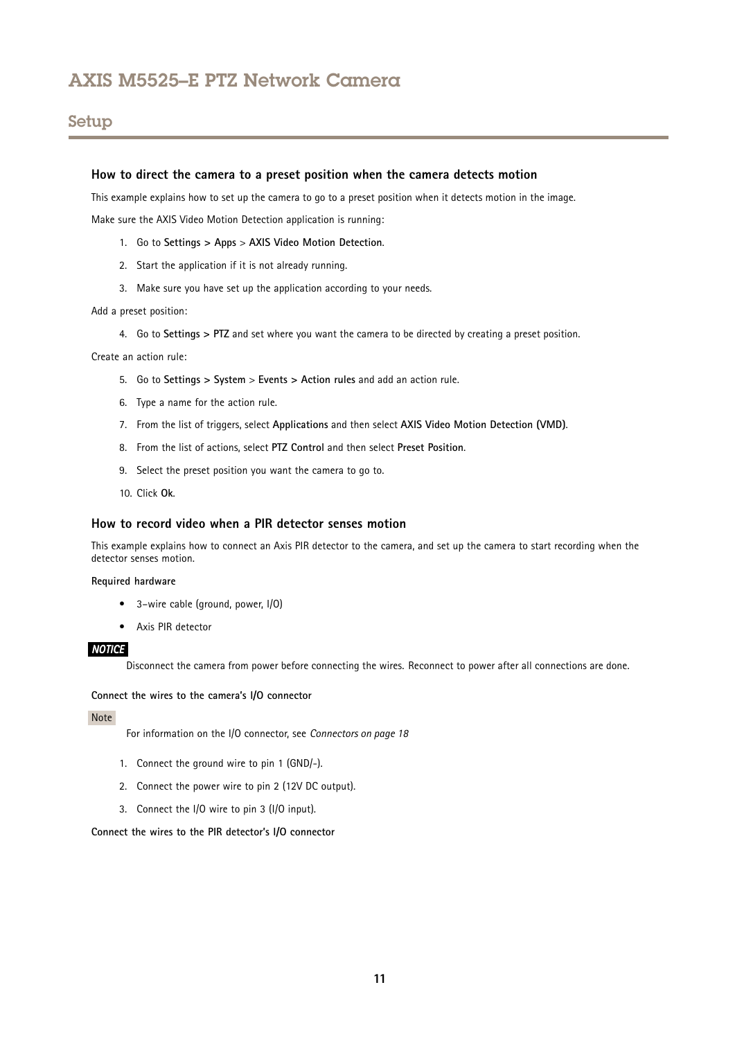## How to direct the camera to a preset position when the camera detects motion

This example explains how to set up the camera to go to a preset position when it detects motion in the image.

Make sure the AXIS Video Motion Detection application is running:

1. Go to **Settings > Apps** > **AXIS Video Motion Detection**.
2. Start the application if it is not already running.
3. Make sure you have set up the application according to your needs.

Add a preset position:

4. Go to **Settings > PTZ** and set where you want the camera to be directed by creating a preset position.

Create an action rule:

5. Go to **Settings > System** > **Events > Action rules** and add an action rule.
6. Type a name for the action rule.
7. From the list of triggers, select **Applications** and then select **AXIS Video Motion Detection (VMD)**.
8. From the list of actions, select **PTZ Control** and then select **Preset Position**.
9. Select the preset position you want the camera to go to.
10. Click **Ok**.

## How to record video when a PIR detector senses motion

This example explains how to connect an Axis PIR detector to the camera, and set up the camera to start recording when the detector senses motion.

**Required hardware**

- 3-wire cable (ground, power, I/O)
- Axis PIR detector

***NOTICE***

Disconnect the camera from power before connecting the wires. Reconnect to power after all connections are done.

**Connect the wires to the camera's I/O connector**

Note

For information on the I/O connector, see *Connectors on page 18*

1. Connect the ground wire to pin 1 (GND/-).
2. Connect the power wire to pin 2 (12V DC output).
3. Connect the I/O wire to pin 3 (I/O input).

**Connect the wires to the PIR detector's I/O connector**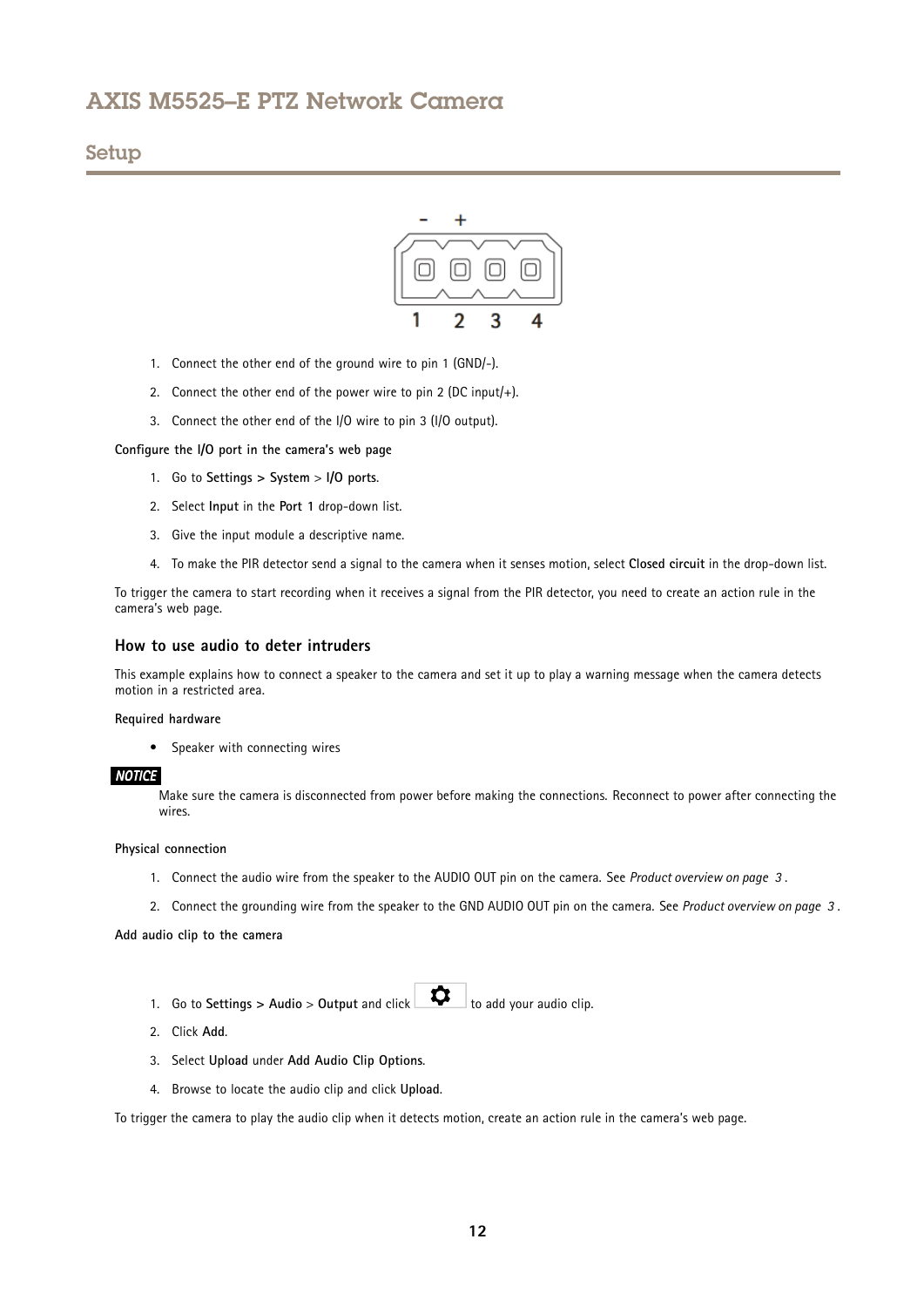1. Connect the other end of the ground wire to pin 1 (GND/-).
2. Connect the other end of the power wire to pin 2 (DC input/+).
3. Connect the other end of the I/O wire to pin 3 (I/O output).

**Configure the I/O port in the camera's web page**

1. Go to **Settings > System** > **I/O ports**.
2. Select **Input** in the **Port 1** drop-down list.
3. Give the input module a descriptive name.
4. To make the PIR detector send a signal to the camera when it senses motion, select **Closed circuit** in the drop-down list.

To trigger the camera to start recording when it receives a signal from the PIR detector, you need to create an action rule in the camera's web page.

### How to use audio to deter intruders

This example explains how to connect a speaker to the camera and set it up to play a warning message when the camera detects motion in a restricted area.

**Required hardware**

- Speaker with connecting wires

**NOTICE**

Make sure the camera is disconnected from power before making the connections. Reconnect to power after connecting the wires.

**Physical connection**

1. Connect the audio wire from the speaker to the AUDIO OUT pin on the camera. See *Product overview on page 3*.
2. Connect the grounding wire from the speaker to the GND AUDIO OUT pin on the camera. See *Product overview on page 3*.

**Add audio clip to the camera**

1. Go to **Settings > Audio** > **Output** and click ⚙ to add your audio clip.
2. Click **Add**.
3. Select **Upload** under **Add Audio Clip Options**.
4. Browse to locate the audio clip and click **Upload**.

To trigger the camera to play the audio clip when it detects motion, create an action rule in the camera's web page.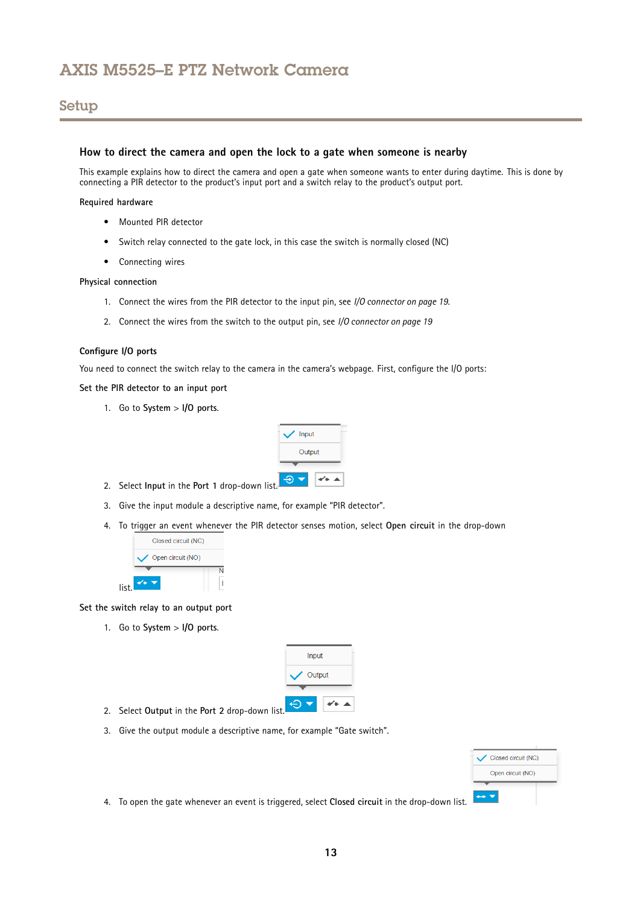## How to direct the camera and open the lock to a gate when someone is nearby

This example explains how to direct the camera and open a gate when someone wants to enter during daytime. This is done by connecting a PIR detector to the product's input port and a switch relay to the product's output port.

**Required hardware**

- Mounted PIR detector
- Switch relay connected to the gate lock, in this case the switch is normally closed (NC)
- Connecting wires

**Physical connection**

1. Connect the wires from the PIR detector to the input pin, see *I/O connector on page 19*.
2. Connect the wires from the switch to the output pin, see *I/O connector on page 19*

**Configure I/O ports**

You need to connect the switch relay to the camera in the camera's webpage. First, configure the I/O ports:

**Set the PIR detector to an input port**

1. Go to **System** > **I/O ports**.
2. Select **Input** in the **Port 1** drop-down list.
3. Give the input module a descriptive name, for example "PIR detector".
4. To trigger an event whenever the PIR detector senses motion, select **Open circuit** in the drop-down list.

**Set the switch relay to an output port**

1. Go to **System** > **I/O ports**.
2. Select **Output** in the **Port 2** drop-down list.
3. Give the output module a descriptive name, for example "Gate switch".
4. To open the gate whenever an event is triggered, select **Closed circuit** in the drop-down list.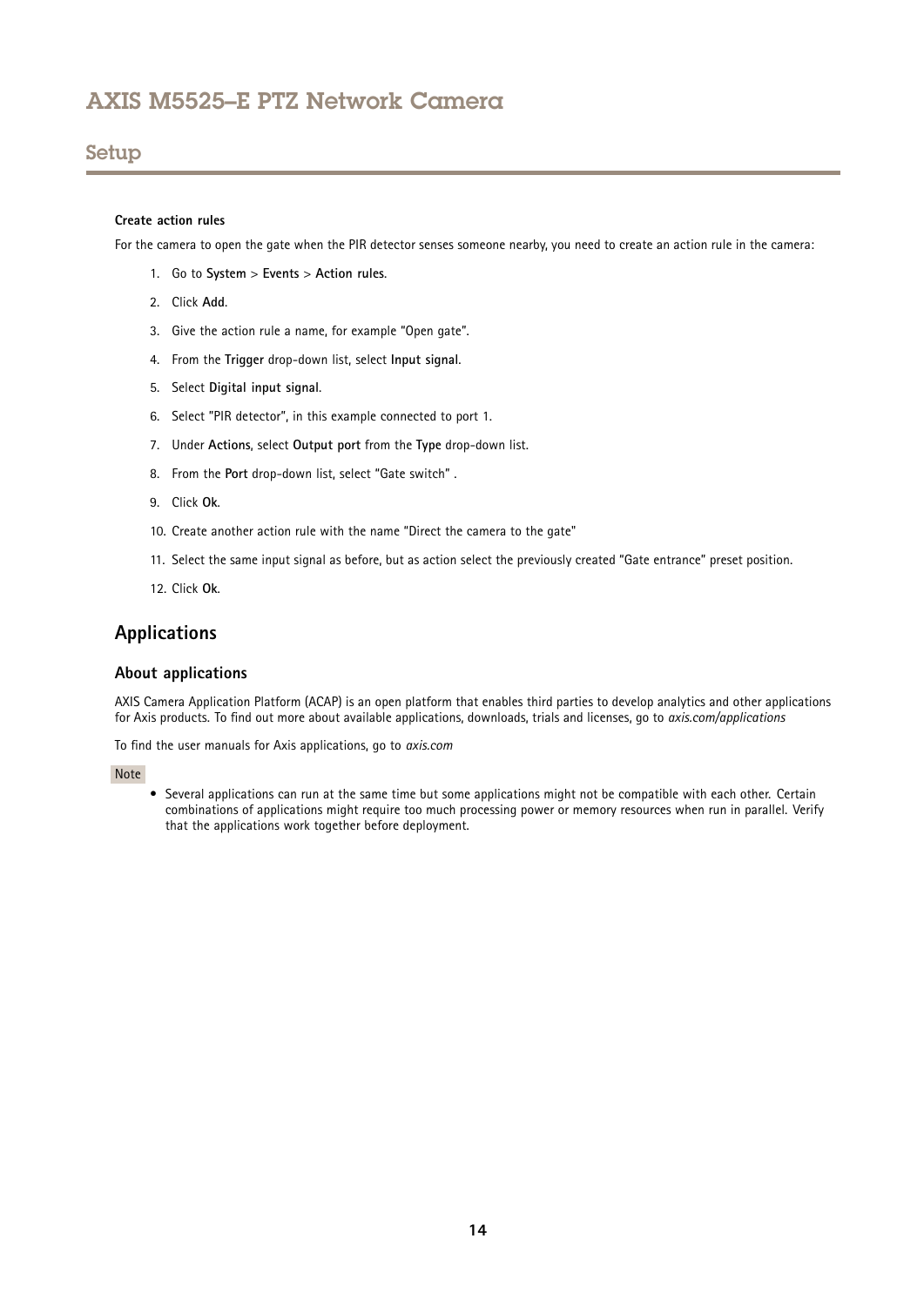#### Create action rules

For the camera to open the gate when the PIR detector senses someone nearby, you need to create an action rule in the camera:

1. Go to **System** > **Events** > **Action rules**.
2. Click **Add**.
3. Give the action rule a name, for example "Open gate".
4. From the **Trigger** drop-down list, select **Input signal**.
5. Select **Digital input signal**.
6. Select "PIR detector", in this example connected to port 1.
7. Under **Actions**, select **Output port** from the **Type** drop-down list.
8. From the **Port** drop-down list, select "Gate switch" .
9. Click **Ok**.
10. Create another action rule with the name "Direct the camera to the gate"
11. Select the same input signal as before, but as action select the previously created "Gate entrance" preset position.
12. Click **Ok**.

## Applications

### About applications

AXIS Camera Application Platform (ACAP) is an open platform that enables third parties to develop analytics and other applications for Axis products. To find out more about available applications, downloads, trials and licenses, go to *axis.com/applications*

To find the user manuals for Axis applications, go to *axis.com*

Note

- Several applications can run at the same time but some applications might not be compatible with each other. Certain combinations of applications might require too much processing power or memory resources when run in parallel. Verify that the applications work together before deployment.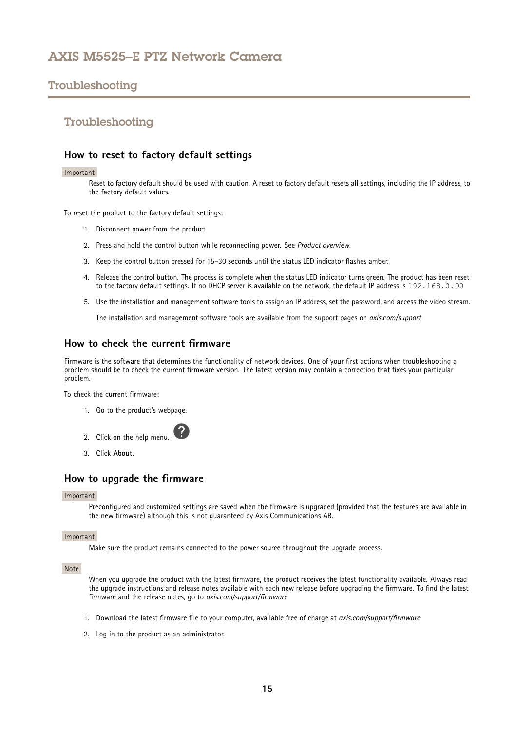## Troubleshooting

### How to reset to factory default settings

Important

Reset to factory default should be used with caution. A reset to factory default resets all settings, including the IP address, to the factory default values.

To reset the product to the factory default settings:

1. Disconnect power from the product.
2. Press and hold the control button while reconnecting power. See *Product overview*.
3. Keep the control button pressed for 15–30 seconds until the status LED indicator flashes amber.
4. Release the control button. The process is complete when the status LED indicator turns green. The product has been reset to the factory default settings. If no DHCP server is available on the network, the default IP address is `192.168.0.90`
5. Use the installation and management software tools to assign an IP address, set the password, and access the video stream.

   The installation and management software tools are available from the support pages on *axis.com/support*

### How to check the current firmware

Firmware is the software that determines the functionality of network devices. One of your first actions when troubleshooting a problem should be to check the current firmware version. The latest version may contain a correction that fixes your particular problem.

To check the current firmware:

1. Go to the product's webpage.
2. Click on the help menu.
3. Click **About**.

### How to upgrade the firmware

Important

Preconfigured and customized settings are saved when the firmware is upgraded (provided that the features are available in the new firmware) although this is not guaranteed by Axis Communications AB.

Important

Make sure the product remains connected to the power source throughout the upgrade process.

Note

When you upgrade the product with the latest firmware, the product receives the latest functionality available. Always read the upgrade instructions and release notes available with each new release before upgrading the firmware. To find the latest firmware and the release notes, go to *axis.com/support/firmware*

1. Download the latest firmware file to your computer, available free of charge at *axis.com/support/firmware*
2. Log in to the product as an administrator.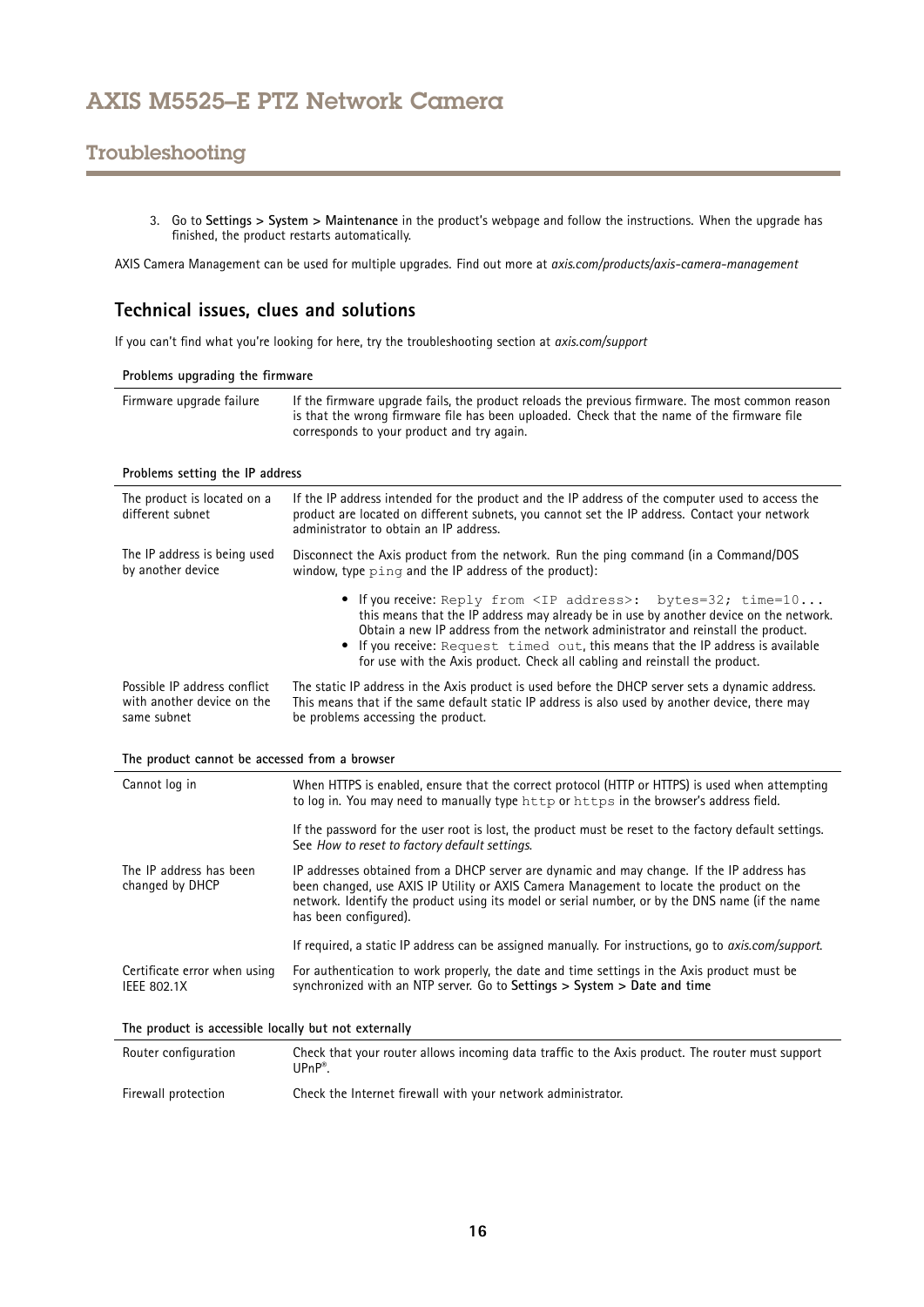3. Go to **Settings > System > Maintenance** in the product's webpage and follow the instructions. When the upgrade has finished, the product restarts automatically.

AXIS Camera Management can be used for multiple upgrades. Find out more at *axis.com/products/axis-camera-management*

## Technical issues, clues and solutions

If you can't find what you're looking for here, try the troubleshooting section at *axis.com/support*

| **Problems upgrading the firmware** | |
|---|---|
| Firmware upgrade failure | If the firmware upgrade fails, the product reloads the previous firmware. The most common reason is that the wrong firmware file has been uploaded. Check that the name of the firmware file corresponds to your product and try again. |

| **Problems setting the IP address** | |
|---|---|
| The product is located on a different subnet | If the IP address intended for the product and the IP address of the computer used to access the product are located on different subnets, you cannot set the IP address. Contact your network administrator to obtain an IP address. |
| The IP address is being used by another device | Disconnect the Axis product from the network. Run the ping command (in a Command/DOS window, type `ping` and the IP address of the product):<br>• If you receive: `Reply from <IP address>: bytes=32; time=10...` this means that the IP address may already be in use by another device on the network. Obtain a new IP address from the network administrator and reinstall the product.<br>• If you receive: `Request timed out`, this means that the IP address is available for use with the Axis product. Check all cabling and reinstall the product. |
| Possible IP address conflict with another device on the same subnet | The static IP address in the Axis product is used before the DHCP server sets a dynamic address. This means that if the same default static IP address is also used by another device, there may be problems accessing the product. |

| **The product cannot be accessed from a browser** | |
|---|---|
| Cannot log in | When HTTPS is enabled, ensure that the correct protocol (HTTP or HTTPS) is used when attempting to log in. You may need to manually type `http` or `https` in the browser's address field.<br><br>If the password for the user root is lost, the product must be reset to the factory default settings. See *How to reset to factory default settings*. |
| The IP address has been changed by DHCP | IP addresses obtained from a DHCP server are dynamic and may change. If the IP address has been changed, use AXIS IP Utility or AXIS Camera Management to locate the product on the network. Identify the product using its model or serial number, or by the DNS name (if the name has been configured).<br><br>If required, a static IP address can be assigned manually. For instructions, go to *axis.com/support*. |
| Certificate error when using IEEE 802.1X | For authentication to work properly, the date and time settings in the Axis product must be synchronized with an NTP server. Go to **Settings > System > Date and time** |

| **The product is accessible locally but not externally** | |
|---|---|
| Router configuration | Check that your router allows incoming data traffic to the Axis product. The router must support UPnP®. |
| Firewall protection | Check the Internet firewall with your network administrator. |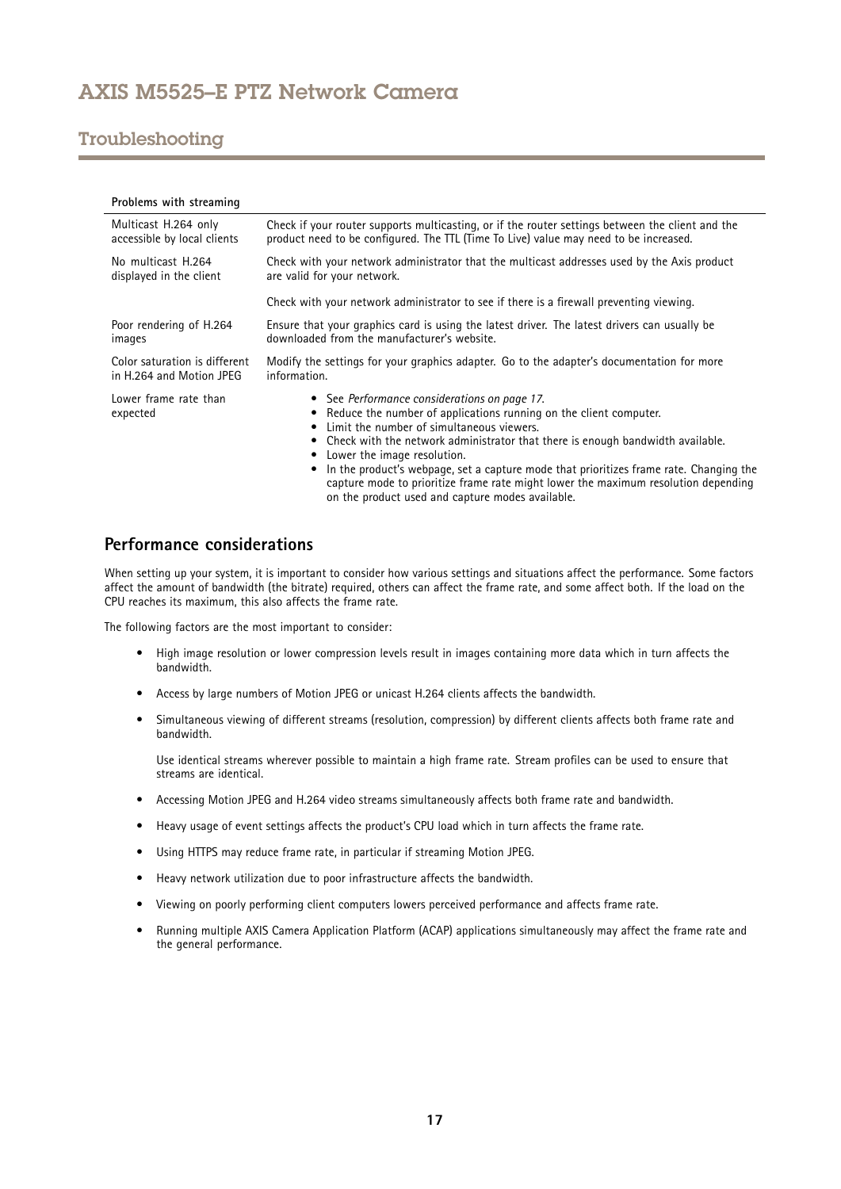**Problems with streaming**

| | |
|---|---|
| Multicast H.264 only accessible by local clients | Check if your router supports multicasting, or if the router settings between the client and the product need to be configured. The TTL (Time To Live) value may need to be increased. |
| No multicast H.264 displayed in the client | Check with your network administrator that the multicast addresses used by the Axis product are valid for your network.<br><br>Check with your network administrator to see if there is a firewall preventing viewing. |
| Poor rendering of H.264 images | Ensure that your graphics card is using the latest driver. The latest drivers can usually be downloaded from the manufacturer's website. |
| Color saturation is different in H.264 and Motion JPEG | Modify the settings for your graphics adapter. Go to the adapter's documentation for more information. |
| Lower frame rate than expected | • See *Performance considerations on page 17*.<br>• Reduce the number of applications running on the client computer.<br>• Limit the number of simultaneous viewers.<br>• Check with the network administrator that there is enough bandwidth available.<br>• Lower the image resolution.<br>• In the product's webpage, set a capture mode that prioritizes frame rate. Changing the capture mode to prioritize frame rate might lower the maximum resolution depending on the product used and capture modes available. |

## Performance considerations

When setting up your system, it is important to consider how various settings and situations affect the performance. Some factors affect the amount of bandwidth (the bitrate) required, others can affect the frame rate, and some affect both. If the load on the CPU reaches its maximum, this also affects the frame rate.

The following factors are the most important to consider:

- High image resolution or lower compression levels result in images containing more data which in turn affects the bandwidth.
- Access by large numbers of Motion JPEG or unicast H.264 clients affects the bandwidth.
- Simultaneous viewing of different streams (resolution, compression) by different clients affects both frame rate and bandwidth.

  Use identical streams wherever possible to maintain a high frame rate. Stream profiles can be used to ensure that streams are identical.
- Accessing Motion JPEG and H.264 video streams simultaneously affects both frame rate and bandwidth.
- Heavy usage of event settings affects the product's CPU load which in turn affects the frame rate.
- Using HTTPS may reduce frame rate, in particular if streaming Motion JPEG.
- Heavy network utilization due to poor infrastructure affects the bandwidth.
- Viewing on poorly performing client computers lowers perceived performance and affects frame rate.
- Running multiple AXIS Camera Application Platform (ACAP) applications simultaneously may affect the frame rate and the general performance.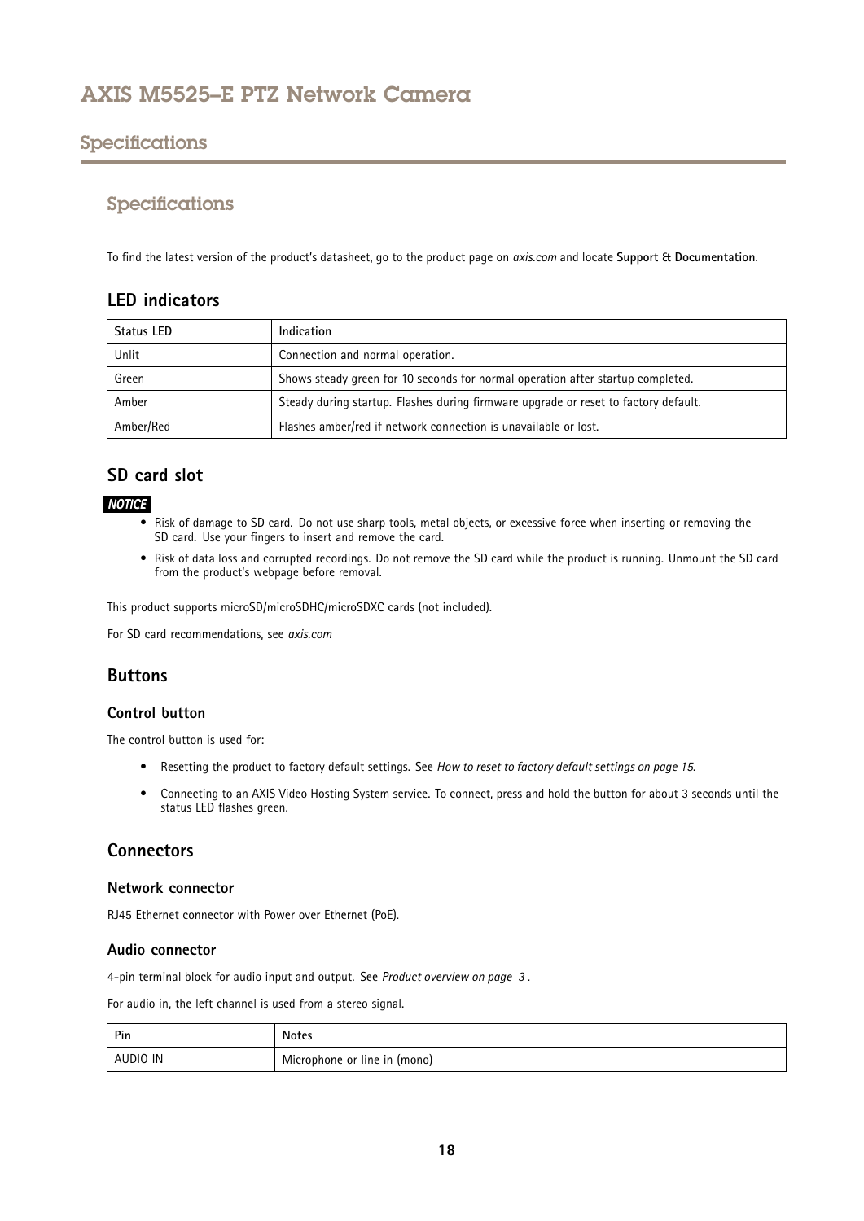## Specifications

### Specifications

To find the latest version of the product's datasheet, go to the product page on *axis.com* and locate **Support & Documentation**.

### LED indicators

| Status LED | Indication |
|---|---|
| Unlit | Connection and normal operation. |
| Green | Shows steady green for 10 seconds for normal operation after startup completed. |
| Amber | Steady during startup. Flashes during firmware upgrade or reset to factory default. |
| Amber/Red | Flashes amber/red if network connection is unavailable or lost. |

### SD card slot

***NOTICE***

- Risk of damage to SD card. Do not use sharp tools, metal objects, or excessive force when inserting or removing the SD card. Use your fingers to insert and remove the card.
- Risk of data loss and corrupted recordings. Do not remove the SD card while the product is running. Unmount the SD card from the product's webpage before removal.

This product supports microSD/microSDHC/microSDXC cards (not included).

For SD card recommendations, see *axis.com*

### Buttons

#### Control button

The control button is used for:

- Resetting the product to factory default settings. See *How to reset to factory default settings on page 15*.
- Connecting to an AXIS Video Hosting System service. To connect, press and hold the button for about 3 seconds until the status LED flashes green.

### Connectors

#### Network connector

RJ45 Ethernet connector with Power over Ethernet (PoE).

#### Audio connector

4-pin terminal block for audio input and output. See *Product overview on page 3* .

For audio in, the left channel is used from a stereo signal.

| Pin | Notes |
|---|---|
| AUDIO IN | Microphone or line in (mono) |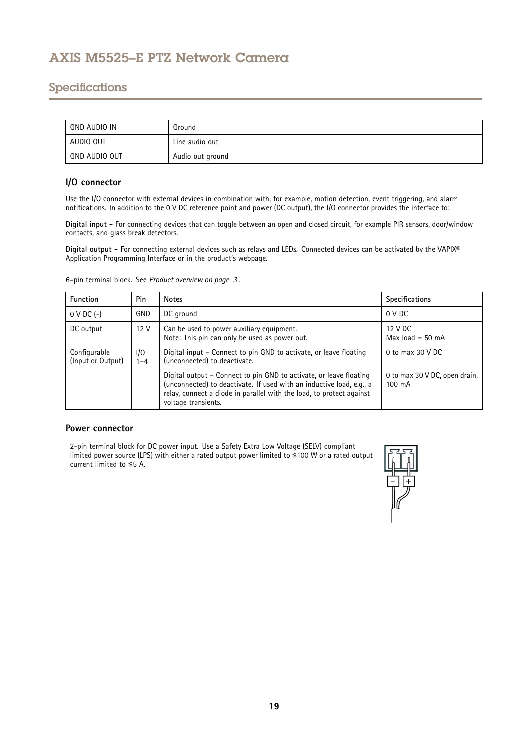| GND AUDIO IN | Ground |
| --- | --- |
| AUDIO OUT | Line audio out |
| GND AUDIO OUT | Audio out ground |

### I/O connector

Use the I/O connector with external devices in combination with, for example, motion detection, event triggering, and alarm notifications. In addition to the 0 V DC reference point and power (DC output), the I/O connector provides the interface to:

**Digital input –** For connecting devices that can toggle between an open and closed circuit, for example PIR sensors, door/window contacts, and glass break detectors.

**Digital output –** For connecting external devices such as relays and LEDs. Connected devices can be activated by the VAPIX® Application Programming Interface or in the product's webpage.

6-pin terminal block. See *Product overview on page 3* .

| Function | Pin | Notes | Specifications |
| --- | --- | --- | --- |
| 0 V DC (-) | GND | DC ground | 0 V DC |
| DC output | 12 V | Can be used to power auxiliary equipment.<br>Note: This pin can only be used as power out. | 12 V DC<br>Max load = 50 mA |
| Configurable (Input or Output) | I/O 1–4 | Digital input – Connect to pin GND to activate, or leave floating (unconnected) to deactivate. | 0 to max 30 V DC |
| | | Digital output – Connect to pin GND to activate, or leave floating (unconnected) to deactivate. If used with an inductive load, e.g., a relay, connect a diode in parallel with the load, to protect against voltage transients. | 0 to max 30 V DC, open drain, 100 mA |

### Power connector

2-pin terminal block for DC power input. Use a Safety Extra Low Voltage (SELV) compliant limited power source (LPS) with either a rated output power limited to ≤100 W or a rated output current limited to ≤5 A.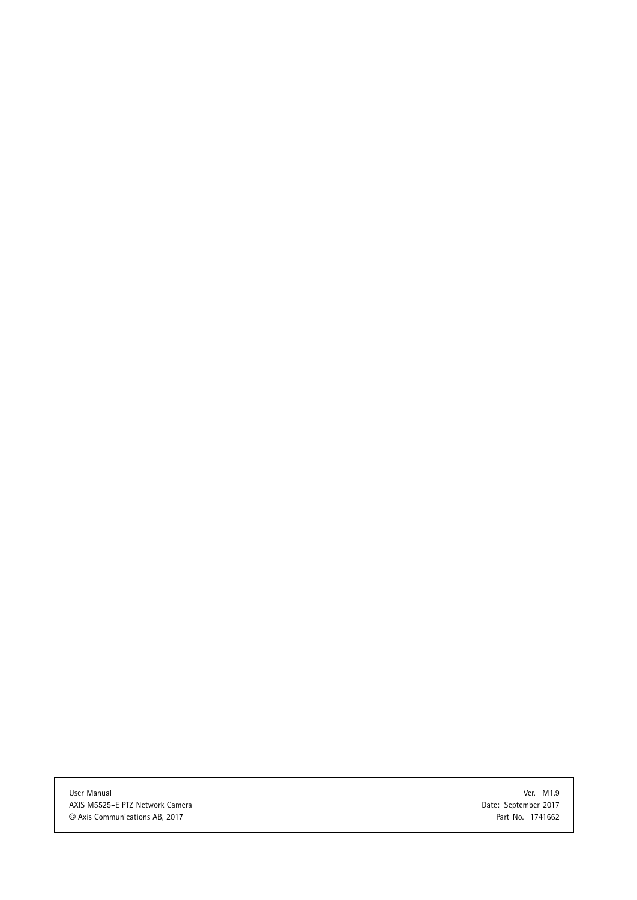| | |
|---|---|
| User Manual | Ver. M1.9 |
| AXIS M5525–E PTZ Network Camera | Date: September 2017 |
| © Axis Communications AB, 2017 | Part No. 1741662 |